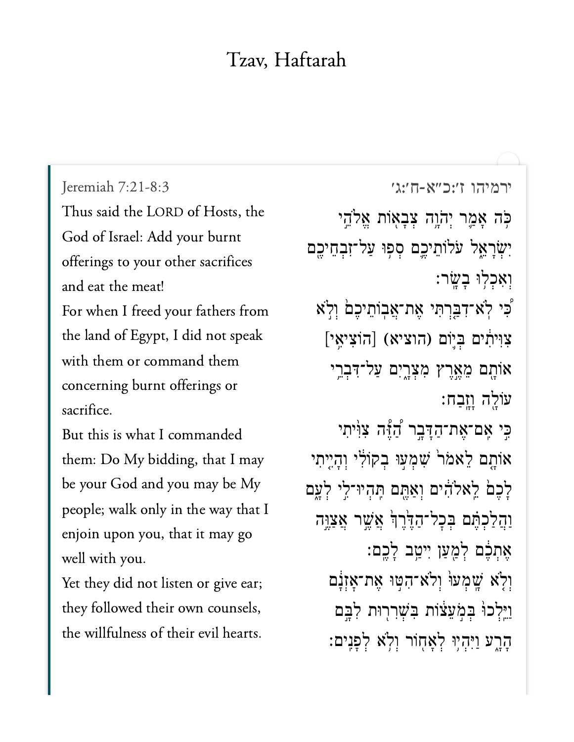# Tzav, Haftarah

Jeremiah 7:21-8:3

Thus said the LORD of Hosts, the God of Israel: Add your burnt offerings to your other sacrifices and eat the meat!

For when I freed your fathers from the land of Egypt, I did not speak with them or command them concerning burnt offerings or sacrifice.

But this is what I commanded them: Do My bidding, that I may be your God and you may be My people; walk only in the way that I enjoin upon you, that it may go well with you.

Yet they did not listen or give ear; they followed their own counsels, the willfulness of their evil hearts.

ירמיהו ז׳:כ״א-ח׳:ג׳

כֹּ֥ה אָמַ֛ר יְהֹוָ֥ה צְבָא֖וֹת אֱלֹהֵ֣י יִשְׂרָאֵ֑ל עֹלוֹתֵיכֶ֛ם סְפ֥וּ עַל־זִבְחֵיכֶ֖ם וְאִכְל֥וּ בָשָֽׂר׃

כִּ֣י לֹֽא־דִבַּ֤רְתִּי אֶת־אֲבֽוֹתֵיכֶם֙ וְלֹ֣א צִוִּיתִ֔ים בְּי֛וֹם (הוציא) [הוֹצִיאִ֥י] אוֹתָ֖ם מֵאֶ֣רֶץ מִצְרָ֑יִם עַל־דִּבְרֵ֥י עוֹלָ֖ה וָזָֽבַח׃

כִּ֣י אִֽם־אֶת־הַדָּבָ֣ר הַ֠זֶּ֠ה צִוִּ֨יתִי אוֹתָ֤ם לֵאמֹר֙ שִׁמְע֣וּ בְקוֹלִ֔י וְהָיִ֤יתִי לָכֶם֙ לֵֽאלֹהִ֔ים וְאַתֶּ֖ם תִּהְיוּ־לִ֣י לְעָ֑ם וַהֲלַכְתֶּ֗ם בְּכָל־הַדֶּ֙רֶךְ֙ אֲשֶׁ֣ר אֲצַוֶּ֣ה אֶתְכֶ֔ם לְמַ֖עַן יִיטַ֥ב לָכֶֽם׃

וְלֹ֤א שָֽׁמְעוּ֙ וְלֹֽא־הִטּ֣וּ אֶת־אָזְנָ֔ם וַיֵּ֣לְכוּ֔ בְּמֹ֣עֵצ֔וֹת בִּשְׁרִר֖וּת לִבָּ֣ם הָרָ֑ע וַיִּהְי֥וּ לְאָח֖וֹר וְלֹ֥א לְפָנִֽים׃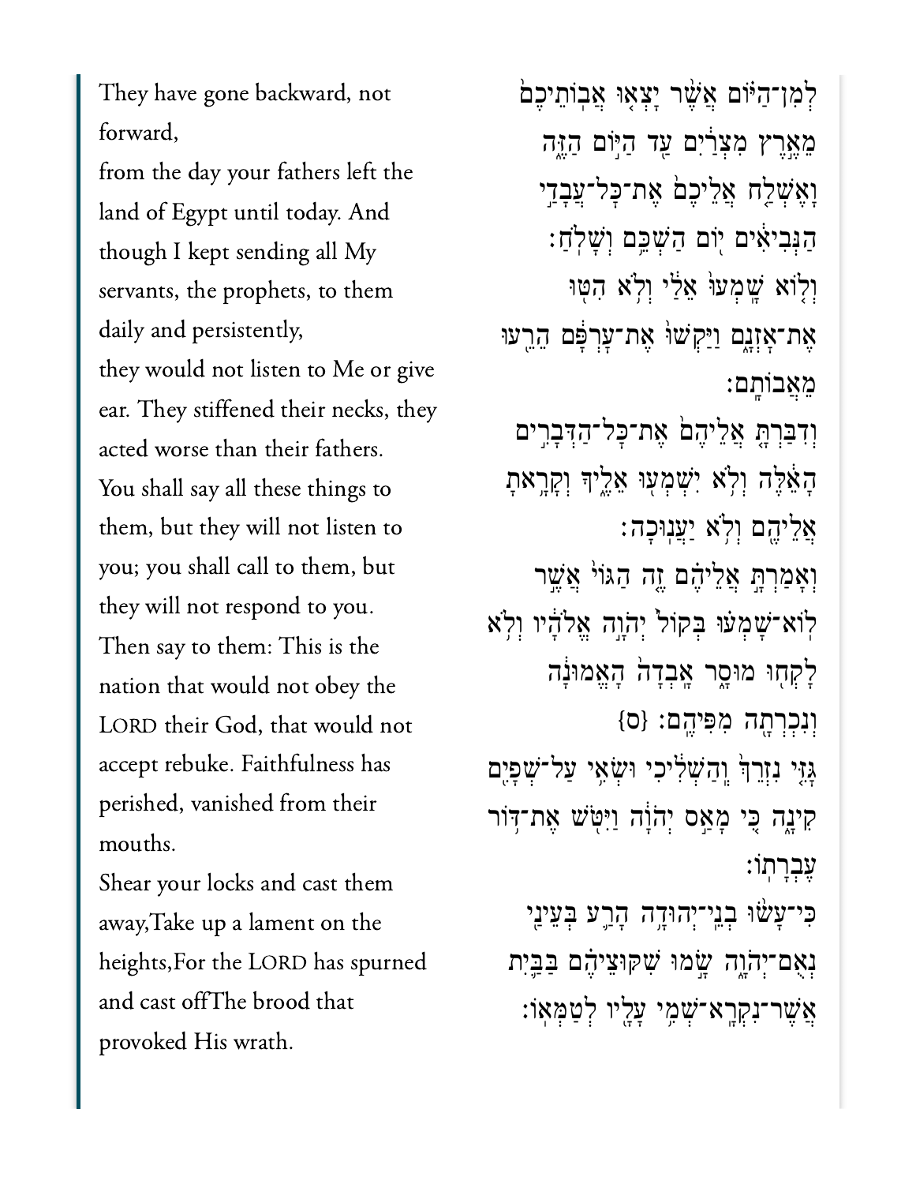They have gone backward, not forward,
from the day your fathers left the land of Egypt until today. And though I kept sending all My servants, the prophets, to them daily and persistently,
they would not listen to Me or give ear. They stiffened their necks, they acted worse than their fathers.
You shall say all these things to them, but they will not listen to you; you shall call to them, but they will not respond to you.
Then say to them: This is the nation that would not obey the LORD their God, that would not accept rebuke. Faithfulness has perished, vanished from their mouths.
Shear your locks and cast them away,Take up a lament on the heights,For the LORD has spurned and cast offThe brood that provoked His wrath.

לְמִן־הַיּ֗וֹם אֲשֶׁ֨ר יָצְא֤וּ אֲבֽוֹתֵיכֶם֙ מֵאֶ֣רֶץ מִצְרַ֔יִם עַ֖ד הַיּ֣וֹם הַזֶּ֑ה וָאֶשְׁלַ֨ח אֲלֵיכֶ֜ם אֶת־כָּל־עֲבָדַ֣י הַנְּבִיאִ֗ים י֖וֹם הַשְׁכֵּ֥ם וְשָׁלֹֽחַ׃
וְל֤וֹא שָֽׁמְעוּ֙ אֵלַ֔י וְלֹ֥א הִטּ֖וּ אֶת־אָזְנָ֑ם וַיַּקְשׁוּ֙ אֶת־עָרְפָּ֔ם הֵרֵ֖עוּ מֵאֲבוֹתָֽם׃
וְדִבַּרְתָּ֤ אֲלֵיהֶם֙ אֶת־כָּל־הַדְּבָרִ֣ים הָאֵ֔לֶּה וְלֹ֥א יִשְׁמְע֖וּ אֵלֶ֑יךָ וְקָרָ֥אתָ אֲלֵיהֶ֖ם וְלֹ֥א יַעֲנֽוּכָה׃
וְאָמַרְתָּ֣ אֲלֵיהֶ֗ם זֶ֤ה הַגּוֹי֙ אֲשֶׁ֣ר לֽוֹא־שָׁמְע֗וּ בְּקוֹל֙ יְהֹוָ֣ה אֱלֹהָ֔יו וְלֹ֥א לָקְח֖וּ מוּסָ֑ר אָֽבְדָה֙ הָאֱמוּנָ֔ה וְנִכְרְתָ֖ה מִפִּיהֶֽם׃ {ס}
גָּזִּ֤י נִזְרֵךְ֙ וְהַשְׁלִ֔יכִי וּשְׂאִ֥י עַל־שְׁפָיִ֖ם קִינָ֑ה כִּ֚י מָאַ֣ס יְהֹוָ֔ה וַיִּטֹּ֖שׁ אֶת־דּ֥וֹר עֶבְרָתֽוֹ׃
כִּֽי־עָשׂ֨וּ בְנֵֽי־יְהוּדָ֥ה הָרַ֛ע בְּעֵינַ֖י נְאֻם־יְהֹוָ֑ה שָׂ֣מוּ שִׁקּֽוּצֵיהֶ֗ם בַּבַּ֛יִת אֲשֶׁר־נִקְרָא־שְׁמִ֥י עָלָ֖יו לְטַמְּאֽוֹ׃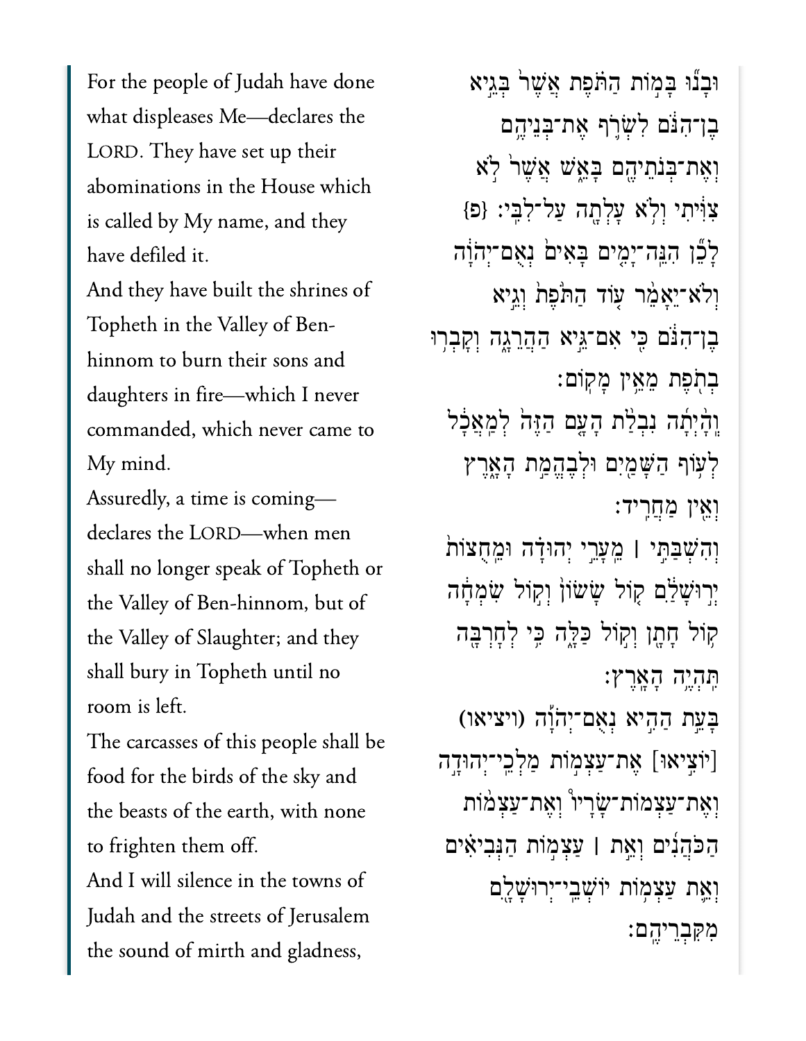For the people of Judah have done what displeases Me—declares the LORD. They have set up their abominations in the House which is called by My name, and they have defiled it.

And they have built the shrines of Topheth in the Valley of Ben-hinnom to burn their sons and daughters in fire—which I never commanded, which never came to My mind.

Assuredly, a time is coming—declares the LORD—when men shall no longer speak of Topheth or the Valley of Ben-hinnom, but of the Valley of Slaughter; and they shall bury in Topheth until no room is left.

The carcasses of this people shall be food for the birds of the sky and the beasts of the earth, with none to frighten them off.

And I will silence in the towns of Judah and the streets of Jerusalem the sound of mirth and gladness,

וּבָנ֞וּ בָּמ֣וֹת הַתֹּ֗פֶת אֲשֶׁר֙ בְּגֵ֣יא בֶן־הִנֹּ֔ם לִשְׂרֹ֛ף אֶת־בְּנֵיהֶ֥ם וְאֶת־בְּנֹתֵיהֶ֖ם בָּאֵ֑שׁ אֲשֶׁר֙ לֹ֣א צִוִּ֔יתִי וְלֹ֥א עָלְתָ֖ה עַל־לִבִּֽי׃ {פ}

לָכֵ֞ן הִנֵּֽה־יָמִ֤ים בָּאִים֙ נְאֻם־יְהֹוָ֔ה וְלֹא־יֵאָמֵ֨ר ע֤וֹד הַתֹּ֙פֶת֙ וְגֵ֣יא בֶן־הִנֹּ֔ם כִּ֖י אִם־גֵּ֣יא הַהֲרֵגָ֑ה וְקָבְר֥וּ בְתֹ֖פֶת מֵאֵ֥ין מָקֽוֹם׃

וְֽהָ֨יְתָ֜ה נִבְלַ֨ת הָעָ֤ם הַזֶּה֙ לְמַֽאֲכָ֔ל לְע֥וֹף הַשָּׁמַ֖יִם וּלְבֶהֱמַ֣ת הָאָ֑רֶץ וְאֵ֖ין מַחֲרִֽיד׃

וְהִשְׁבַּתִּ֣י ׀ מֵעָרֵ֣י יְהוּדָ֗ה וּמֵֽחֻצוֹת֙ יְר֣וּשָׁלַ֔͏ִם ק֤וֹל שָׂשׂוֹן֙ וְק֣וֹל שִׂמְחָ֔ה ק֥וֹל חָתָ֖ן וְק֣וֹל כַּלָּ֑ה כִּ֥י לְחׇרְבָּ֖ה תִּהְיֶ֥ה הָאָֽרֶץ׃

בָּעֵ֣ת הַהִ֣יא נְאֻם־יְהֹוָ֡ה (ויציאו) [יוֹצִ֣יאוּ] אֶת־עַצְמ֣וֹת מַלְכֵֽי־יְהוּדָ֣ה וְאֶת־עַצְמֽוֹת־שָׂרָיו֩ וְאֶת־עַצְמ֨וֹת הַכֹּהֲנִ֜ים וְאֵ֣ת ׀ עַצְמ֣וֹת הַנְּבִיאִ֗ים וְאֵ֛ת עַצְמ֥וֹת יוֹשְׁבֵֽי־יְרוּשָׁלָ֖͏ִם מִקִּבְרֵיהֶֽם׃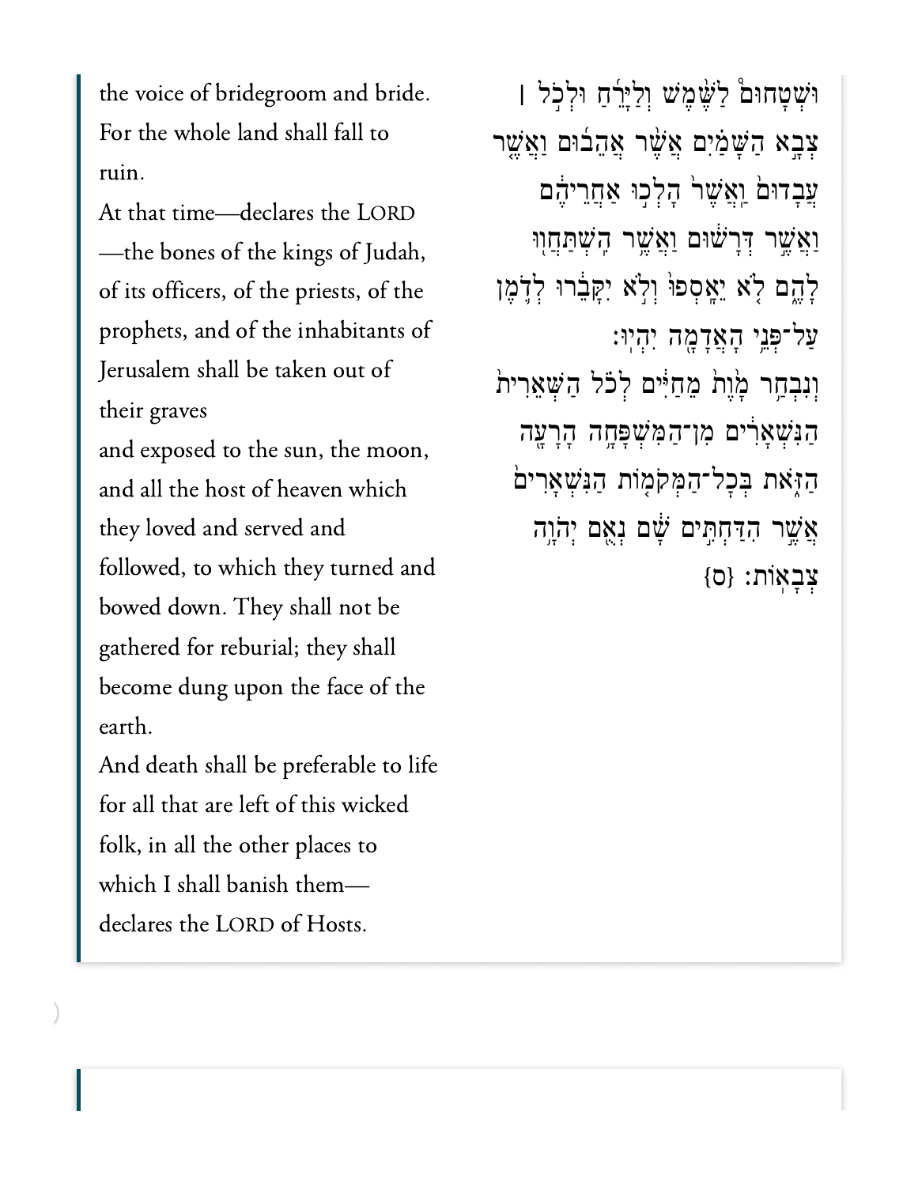the voice of bridegroom and bride. For the whole land shall fall to ruin.

At that time—declares the LORD—the bones of the kings of Judah, of its officers, of the priests, of the prophets, and of the inhabitants of Jerusalem shall be taken out of their graves

and exposed to the sun, the moon, and all the host of heaven which they loved and served and followed, to which they turned and bowed down. They shall not be gathered for reburial; they shall become dung upon the face of the earth.

And death shall be preferable to life for all that are left of this wicked folk, in all the other places to which I shall banish them—declares the LORD of Hosts.

וּשְׁטָחוּם֩ לַשֶּׁ֨מֶשׁ וְלַיָּרֵ֜חַ וּלְכֹ֣ל ׀ צְבָ֣א הַשָּׁמַ֗יִם אֲשֶׁ֨ר אֲהֵב֜וּם וַאֲשֶׁ֣ר עֲבָד֗וּם וַאֲשֶׁר֙ הָלְכ֣וּ אַחֲרֵיהֶ֔ם וַאֲשֶׁ֣ר דְּרָשׁ֔וּם וַאֲשֶׁ֥ר הִשְׁתַּחֲו֖וּ לָהֶ֑ם לֹ֤א יֵאָסְפוּ֙ וְלֹ֣א יִקָּבֵ֔רוּ לְדֹ֛מֶן עַל־פְּנֵ֥י הָאֲדָמָ֖ה יִהְיֽוּ׃

וְנִבְחַ֥ר מָ֙וֶת֙ מֵֽחַיִּ֔ים לְכֹ֗ל הַשְּׁאֵרִית֙ הַנִּשְׁאָרִ֔ים מִן־הַמִּשְׁפָּחָ֥ה הָרָעָ֖ה הַזֹּ֑את בְּכָל־הַמְּקֹמ֤וֹת הַנִּשְׁאָרִים֙ אֲשֶׁ֣ר הִדַּחְתִּ֣ים שָׁ֔ם נְאֻ֖ם יְהוָ֥ה צְבָאֽוֹת׃ {ס}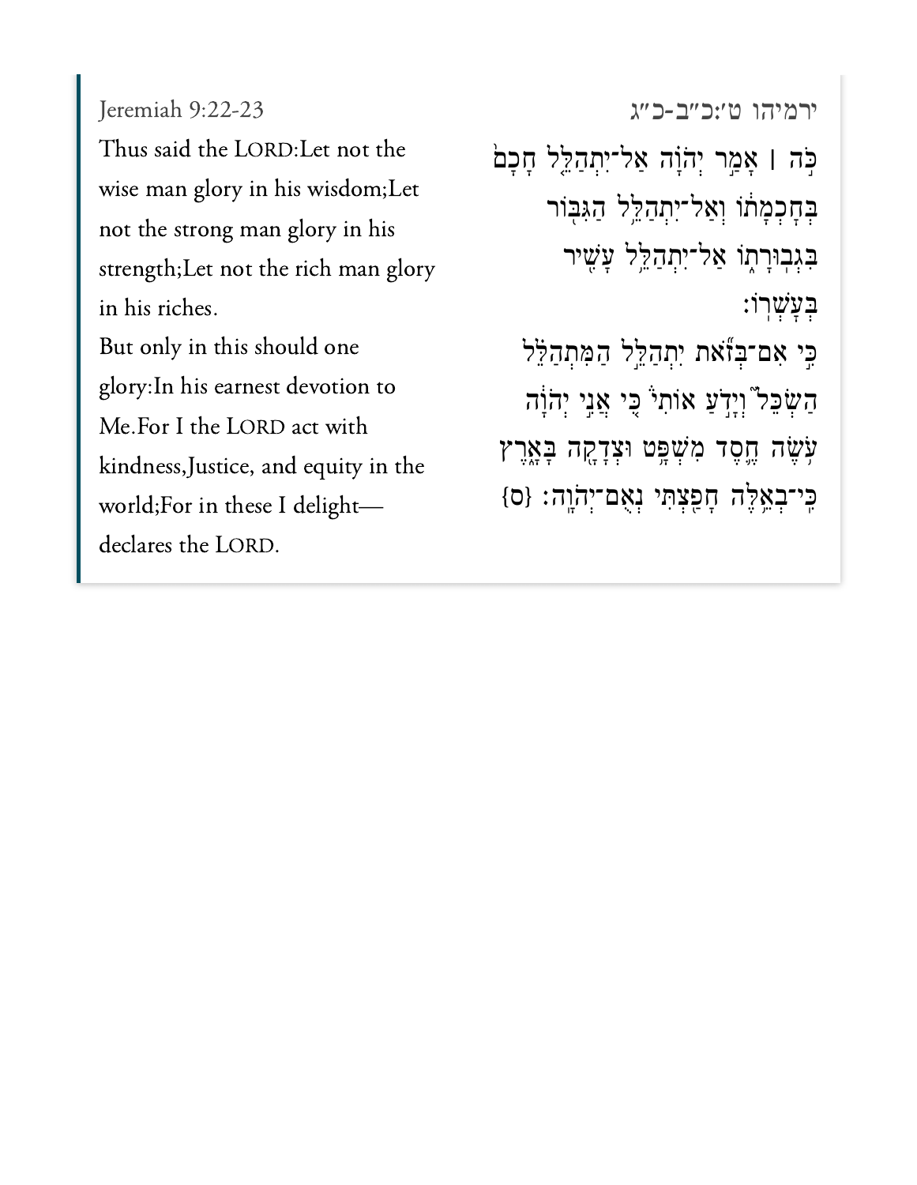Jeremiah 9:22-23

Thus said the LORD:Let not the wise man glory in his wisdom;Let not the strong man glory in his strength;Let not the rich man glory in his riches.

But only in this should one glory:In his earnest devotion to Me.For I the LORD act with kindness,Justice, and equity in the world;For in these I delight—declares the LORD.

ירמיהו ט׳:כ״ב-כ״ג

כֹּ֣ה ׀ אָמַ֣ר יְהֹוָ֗ה אַל־יִתְהַלֵּ֤ל חָכָם֙ בְּחָכְמָת֔וֹ וְאַל־יִתְהַלֵּ֥ל הַגִּבּ֖וֹר בִּגְבוּרָת֑וֹ אַל־יִתְהַלֵּ֥ל עָשִׁ֖יר בְּעָשְׁרֽוֹ׃

כִּ֣י אִם־בְּזֹ֞את יִתְהַלֵּ֣ל הַמִּתְהַלֵּ֗ל הַשְׂכֵּל֮ וְיָדֹ֣עַ אוֹתִי֒ כִּ֚י אֲנִ֣י יְהֹוָ֔ה עֹ֥שֶׂה חֶ֛סֶד מִשְׁפָּ֥ט וּצְדָקָ֖ה בָּאָ֑רֶץ כִּֽי־בְאֵ֥לֶּה חָפַ֖צְתִּי נְאֻם־יְהֹוָֽה׃ {ס}